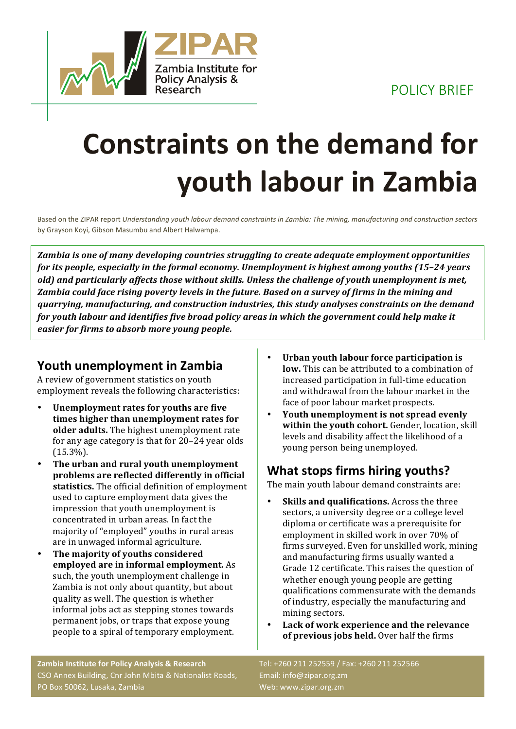ZIPAR
Zambia Institute for Policy Analysis & Research

POLICY BRIEF

# Constraints on the demand for youth labour in Zambia

Based on the ZIPAR report *Understanding youth labour demand constraints in Zambia: The mining, manufacturing and construction sectors* by Grayson Koyi, Gibson Masumbu and Albert Halwampa.

***Zambia is one of many developing countries struggling to create adequate employment opportunities for its people, especially in the formal economy. Unemployment is highest among youths (15–24 years old) and particularly affects those without skills. Unless the challenge of youth unemployment is met, Zambia could face rising poverty levels in the future. Based on a survey of firms in the mining and quarrying, manufacturing, and construction industries, this study analyses constraints on the demand for youth labour and identifies five broad policy areas in which the government could help make it easier for firms to absorb more young people.***

## Youth unemployment in Zambia

A review of government statistics on youth employment reveals the following characteristics:

- **Unemployment rates for youths are five times higher than unemployment rates for older adults.** The highest unemployment rate for any age category is that for 20–24 year olds (15.3%).
- **The urban and rural youth unemployment problems are reflected differently in official statistics.** The official definition of employment used to capture employment data gives the impression that youth unemployment is concentrated in urban areas. In fact the majority of "employed" youths in rural areas are in unwaged informal agriculture.
- **The majority of youths considered employed are in informal employment.** As such, the youth unemployment challenge in Zambia is not only about quantity, but about quality as well. The question is whether informal jobs act as stepping stones towards permanent jobs, or traps that expose young people to a spiral of temporary employment.
- **Urban youth labour force participation is low.** This can be attributed to a combination of increased participation in full-time education and withdrawal from the labour market in the face of poor labour market prospects.
- **Youth unemployment is not spread evenly within the youth cohort.** Gender, location, skill levels and disability affect the likelihood of a young person being unemployed.

## What stops firms hiring youths?

The main youth labour demand constraints are:

- **Skills and qualifications.** Across the three sectors, a university degree or a college level diploma or certificate was a prerequisite for employment in skilled work in over 70% of firms surveyed. Even for unskilled work, mining and manufacturing firms usually wanted a Grade 12 certificate. This raises the question of whether enough young people are getting qualifications commensurate with the demands of industry, especially the manufacturing and mining sectors.
- **Lack of work experience and the relevance of previous jobs held.** Over half the firms

**Zambia Institute for Policy Analysis & Research**
CSO Annex Building, Cnr John Mbita & Nationalist Roads, PO Box 50062, Lusaka, Zambia

Tel: +260 211 252559 / Fax: +260 211 252566
Email: info@zipar.org.zm
Web: www.zipar.org.zm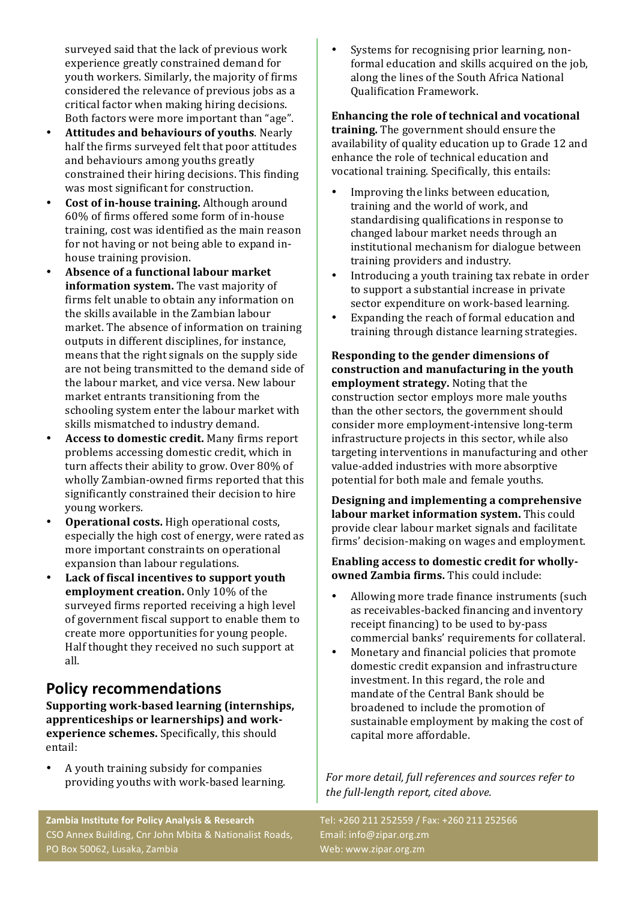surveyed said that the lack of previous work experience greatly constrained demand for youth workers. Similarly, the majority of firms considered the relevance of previous jobs as a critical factor when making hiring decisions. Both factors were more important than "age".

- **Attitudes and behaviours of youths**. Nearly half the firms surveyed felt that poor attitudes and behaviours among youths greatly constrained their hiring decisions. This finding was most significant for construction.
- **Cost of in-house training.** Although around 60% of firms offered some form of in-house training, cost was identified as the main reason for not having or not being able to expand in-house training provision.
- **Absence of a functional labour market information system.** The vast majority of firms felt unable to obtain any information on the skills available in the Zambian labour market. The absence of information on training outputs in different disciplines, for instance, means that the right signals on the supply side are not being transmitted to the demand side of the labour market, and vice versa. New labour market entrants transitioning from the schooling system enter the labour market with skills mismatched to industry demand.
- **Access to domestic credit.** Many firms report problems accessing domestic credit, which in turn affects their ability to grow. Over 80% of wholly Zambian-owned firms reported that this significantly constrained their decision to hire young workers.
- **Operational costs.** High operational costs, especially the high cost of energy, were rated as more important constraints on operational expansion than labour regulations.
- **Lack of fiscal incentives to support youth employment creation.** Only 10% of the surveyed firms reported receiving a high level of government fiscal support to enable them to create more opportunities for young people. Half thought they received no such support at all.

## Policy recommendations

**Supporting work-based learning (internships, apprenticeships or learnerships) and work-experience schemes.** Specifically, this should entail:

- A youth training subsidy for companies providing youths with work-based learning.
- Systems for recognising prior learning, non-formal education and skills acquired on the job, along the lines of the South Africa National Qualification Framework.

**Enhancing the role of technical and vocational training.** The government should ensure the availability of quality education up to Grade 12 and enhance the role of technical education and vocational training. Specifically, this entails:

- Improving the links between education, training and the world of work, and standardising qualifications in response to changed labour market needs through an institutional mechanism for dialogue between training providers and industry.
- Introducing a youth training tax rebate in order to support a substantial increase in private sector expenditure on work-based learning.
- Expanding the reach of formal education and training through distance learning strategies.

**Responding to the gender dimensions of construction and manufacturing in the youth employment strategy.** Noting that the construction sector employs more male youths than the other sectors, the government should consider more employment-intensive long-term infrastructure projects in this sector, while also targeting interventions in manufacturing and other value-added industries with more absorptive potential for both male and female youths.

**Designing and implementing a comprehensive labour market information system.** This could provide clear labour market signals and facilitate firms' decision-making on wages and employment.

**Enabling access to domestic credit for wholly-owned Zambia firms.** This could include:

- Allowing more trade finance instruments (such as receivables-backed financing and inventory receipt financing) to be used to by-pass commercial banks' requirements for collateral.
- Monetary and financial policies that promote domestic credit expansion and infrastructure investment. In this regard, the role and mandate of the Central Bank should be broadened to include the promotion of sustainable employment by making the cost of capital more affordable.

*For more detail, full references and sources refer to the full-length report, cited above.*

**Zambia Institute for Policy Analysis & Research**
CSO Annex Building, Cnr John Mbita & Nationalist Roads, PO Box 50062, Lusaka, Zambia

Tel: +260 211 252559 / Fax: +260 211 252566
Email: info@zipar.org.zm
Web: www.zipar.org.zm